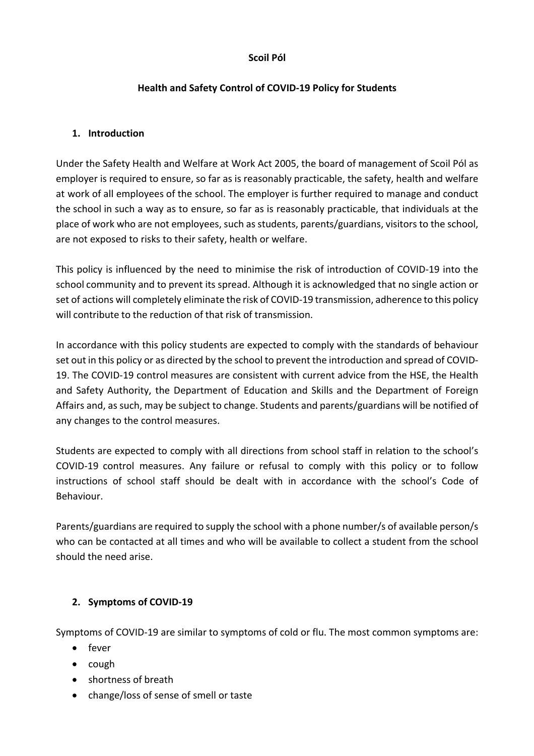**Scoil Pól**

**Health and Safety Control of COVID-19 Policy for Students**

## 1. Introduction

Under the Safety Health and Welfare at Work Act 2005, the board of management of Scoil Pól as employer is required to ensure, so far as is reasonably practicable, the safety, health and welfare at work of all employees of the school. The employer is further required to manage and conduct the school in such a way as to ensure, so far as is reasonably practicable, that individuals at the place of work who are not employees, such as students, parents/guardians, visitors to the school, are not exposed to risks to their safety, health or welfare.

This policy is influenced by the need to minimise the risk of introduction of COVID-19 into the school community and to prevent its spread. Although it is acknowledged that no single action or set of actions will completely eliminate the risk of COVID-19 transmission, adherence to this policy will contribute to the reduction of that risk of transmission.

In accordance with this policy students are expected to comply with the standards of behaviour set out in this policy or as directed by the school to prevent the introduction and spread of COVID-19. The COVID-19 control measures are consistent with current advice from the HSE, the Health and Safety Authority, the Department of Education and Skills and the Department of Foreign Affairs and, as such, may be subject to change. Students and parents/guardians will be notified of any changes to the control measures.

Students are expected to comply with all directions from school staff in relation to the school's COVID-19 control measures. Any failure or refusal to comply with this policy or to follow instructions of school staff should be dealt with in accordance with the school's Code of Behaviour.

Parents/guardians are required to supply the school with a phone number/s of available person/s who can be contacted at all times and who will be available to collect a student from the school should the need arise.

## 2. Symptoms of COVID-19

Symptoms of COVID-19 are similar to symptoms of cold or flu. The most common symptoms are:

- fever
- cough
- shortness of breath
- change/loss of sense of smell or taste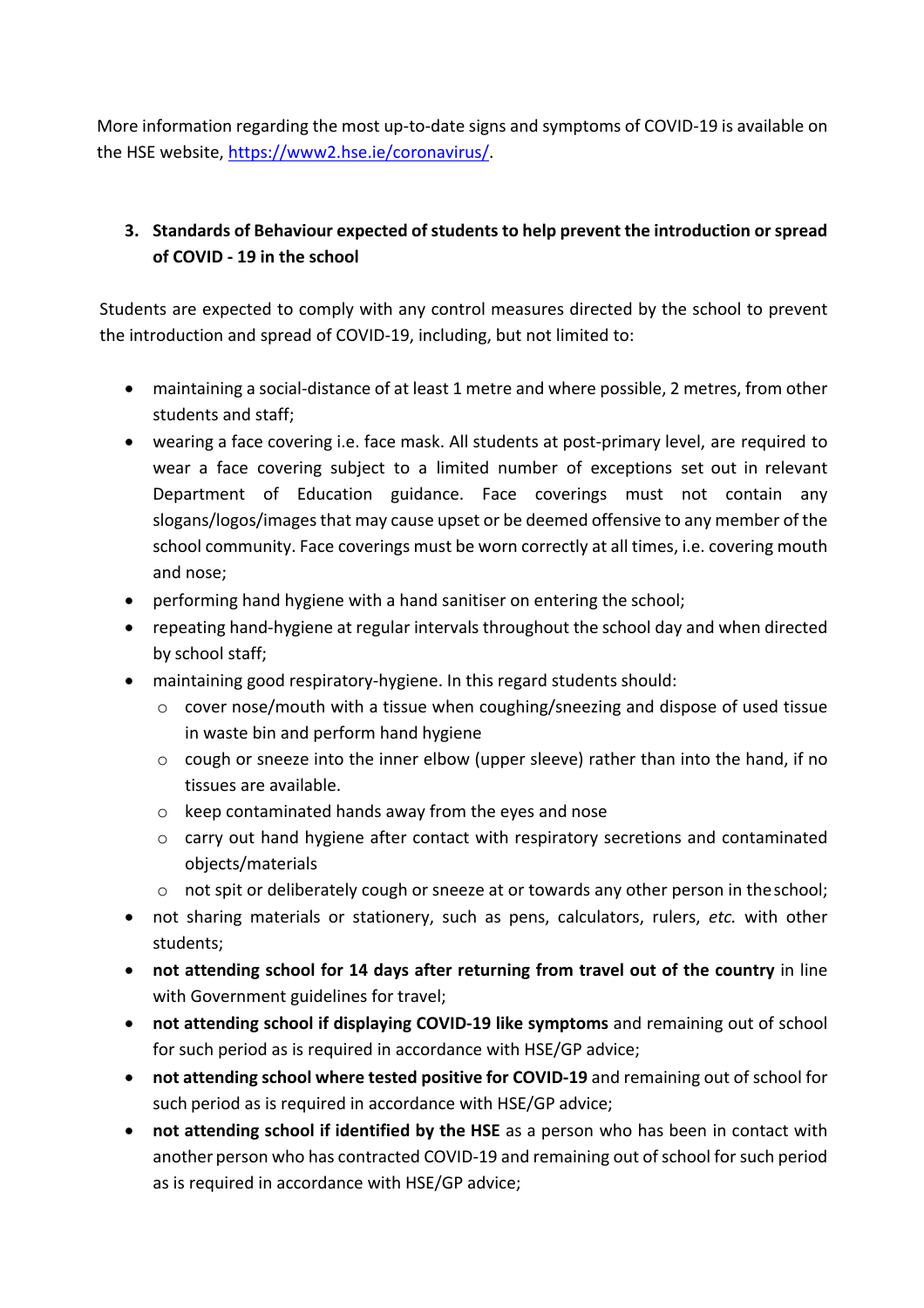More information regarding the most up-to-date signs and symptoms of COVID-19 is available on the HSE website, https://www2.hse.ie/coronavirus/.

## 3. Standards of Behaviour expected of students to help prevent the introduction or spread of COVID - 19 in the school

Students are expected to comply with any control measures directed by the school to prevent the introduction and spread of COVID-19, including, but not limited to:

- maintaining a social-distance of at least 1 metre and where possible, 2 metres, from other students and staff;
- wearing a face covering i.e. face mask. All students at post-primary level, are required to wear a face covering subject to a limited number of exceptions set out in relevant Department of Education guidance. Face coverings must not contain any slogans/logos/images that may cause upset or be deemed offensive to any member of the school community. Face coverings must be worn correctly at all times, i.e. covering mouth and nose;
- performing hand hygiene with a hand sanitiser on entering the school;
- repeating hand-hygiene at regular intervals throughout the school day and when directed by school staff;
- maintaining good respiratory-hygiene. In this regard students should:
  - cover nose/mouth with a tissue when coughing/sneezing and dispose of used tissue in waste bin and perform hand hygiene
  - cough or sneeze into the inner elbow (upper sleeve) rather than into the hand, if no tissues are available.
  - keep contaminated hands away from the eyes and nose
  - carry out hand hygiene after contact with respiratory secretions and contaminated objects/materials
  - not spit or deliberately cough or sneeze at or towards any other person in the school;
- not sharing materials or stationery, such as pens, calculators, rulers, *etc.* with other students;
- **not attending school for 14 days after returning from travel out of the country** in line with Government guidelines for travel;
- **not attending school if displaying COVID-19 like symptoms** and remaining out of school for such period as is required in accordance with HSE/GP advice;
- **not attending school where tested positive for COVID-19** and remaining out of school for such period as is required in accordance with HSE/GP advice;
- **not attending school if identified by the HSE** as a person who has been in contact with another person who has contracted COVID-19 and remaining out of school for such period as is required in accordance with HSE/GP advice;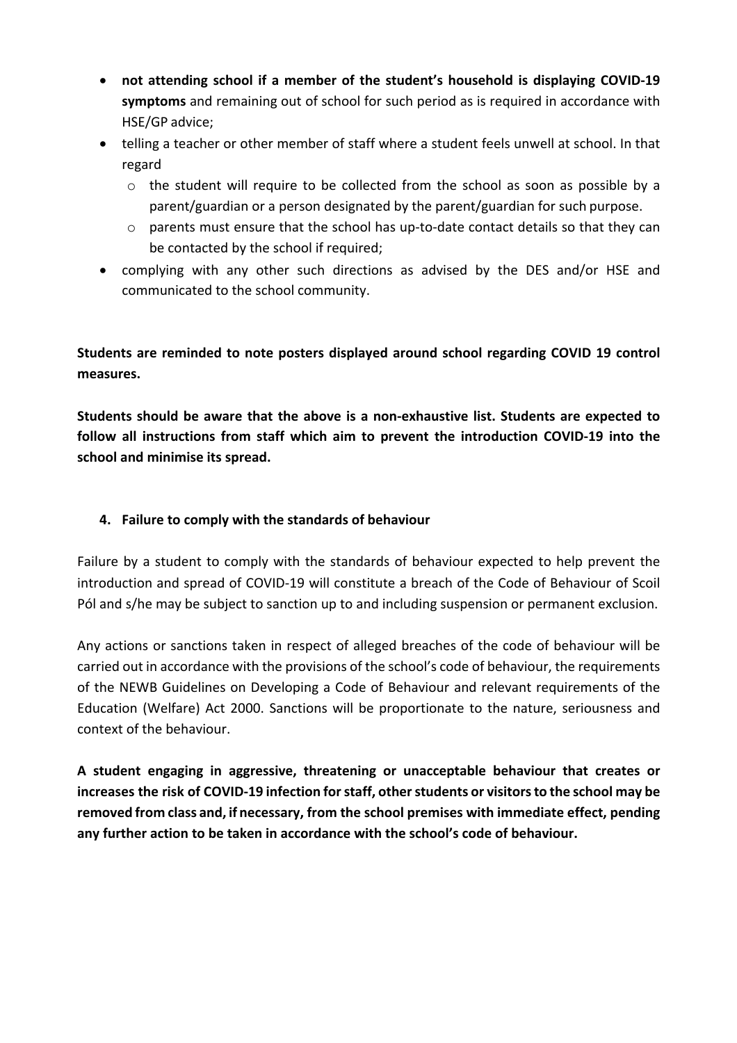- **not attending school if a member of the student's household is displaying COVID-19 symptoms** and remaining out of school for such period as is required in accordance with HSE/GP advice;
- telling a teacher or other member of staff where a student feels unwell at school. In that regard
  - the student will require to be collected from the school as soon as possible by a parent/guardian or a person designated by the parent/guardian for such purpose.
  - parents must ensure that the school has up-to-date contact details so that they can be contacted by the school if required;
- complying with any other such directions as advised by the DES and/or HSE and communicated to the school community.

**Students are reminded to note posters displayed around school regarding COVID 19 control measures.**

**Students should be aware that the above is a non-exhaustive list. Students are expected to follow all instructions from staff which aim to prevent the introduction COVID-19 into the school and minimise its spread.**

## 4. Failure to comply with the standards of behaviour

Failure by a student to comply with the standards of behaviour expected to help prevent the introduction and spread of COVID-19 will constitute a breach of the Code of Behaviour of Scoil Pól and s/he may be subject to sanction up to and including suspension or permanent exclusion.

Any actions or sanctions taken in respect of alleged breaches of the code of behaviour will be carried out in accordance with the provisions of the school's code of behaviour, the requirements of the NEWB Guidelines on Developing a Code of Behaviour and relevant requirements of the Education (Welfare) Act 2000. Sanctions will be proportionate to the nature, seriousness and context of the behaviour.

**A student engaging in aggressive, threatening or unacceptable behaviour that creates or increases the risk of COVID-19 infection for staff, other students or visitors to the school may be removed from class and, if necessary, from the school premises with immediate effect, pending any further action to be taken in accordance with the school's code of behaviour.**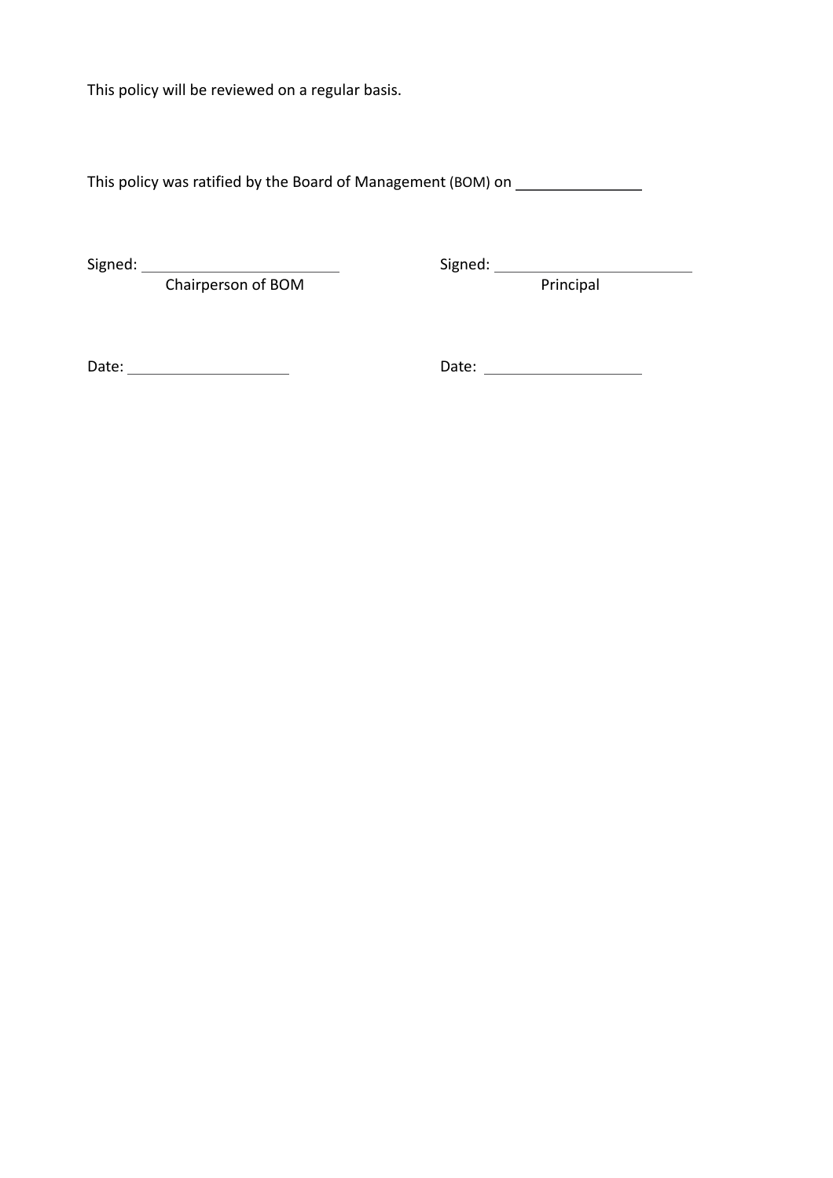This policy will be reviewed on a regular basis.

This policy was ratified by the Board of Management (BOM) on _______________

Signed: _________________________
Chairperson of BOM

Signed: _________________________
Principal

Date: ____________________

Date: ____________________